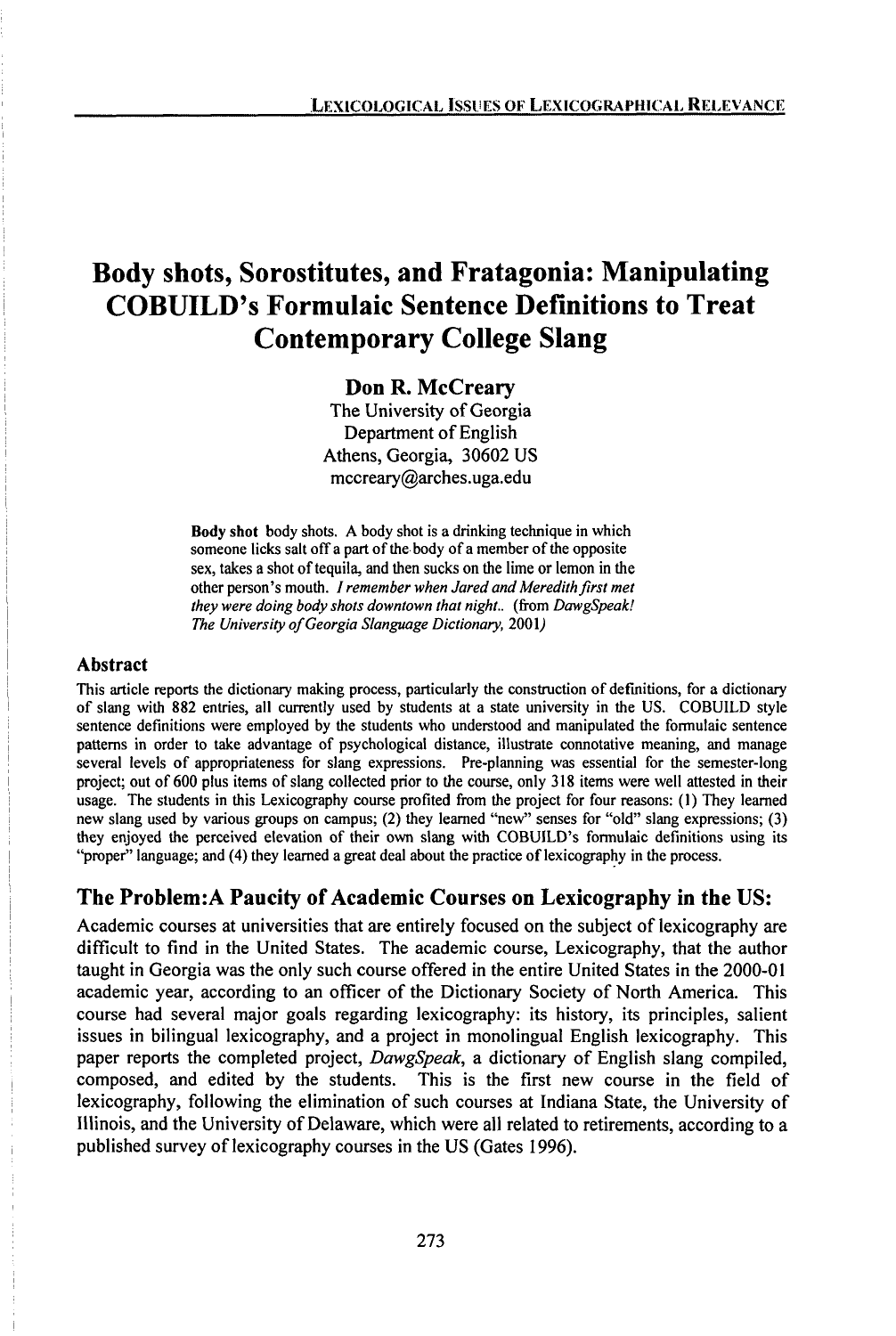# Body shots, Sorostitutes, and Fratagonia: Manipulating COBUILD's Formulaic Sentence Definitions to Treat Contemporary College Slang

**Don R. McCreary**
The University of Georgia
Department of English
Athens, Georgia, 30602 US
mccreary@arches.uga.edu

**Body shot** body shots. A body shot is a drinking technique in which someone licks salt off a part of the body of a member of the opposite sex, takes a shot of tequila, and then sucks on the lime or lemon in the other person's mouth. *I remember when Jared and Meredith first met they were doing body shots downtown that night..* (from *DawgSpeak! The University of Georgia Slanguage Dictionary,* 2001)

## Abstract

This article reports the dictionary making process, particularly the construction of definitions, for a dictionary of slang with 882 entries, all currently used by students at a state university in the US. COBUILD style sentence definitions were employed by the students who understood and manipulated the formulaic sentence patterns in order to take advantage of psychological distance, illustrate connotative meaning, and manage several levels of appropriateness for slang expressions. Pre-planning was essential for the semester-long project; out of 600 plus items of slang collected prior to the course, only 318 items were well attested in their usage. The students in this Lexicography course profited from the project for four reasons: (1) They learned new slang used by various groups on campus; (2) they learned "new" senses for "old" slang expressions; (3) they enjoyed the perceived elevation of their own slang with COBUILD's formulaic definitions using its "proper" language; and (4) they learned a great deal about the practice of lexicography in the process.

## The Problem: A Paucity of Academic Courses on Lexicography in the US:

Academic courses at universities that are entirely focused on the subject of lexicography are difficult to find in the United States. The academic course, Lexicography, that the author taught in Georgia was the only such course offered in the entire United States in the 2000-01 academic year, according to an officer of the Dictionary Society of North America. This course had several major goals regarding lexicography: its history, its principles, salient issues in bilingual lexicography, and a project in monolingual English lexicography. This paper reports the completed project, *DawgSpeak*, a dictionary of English slang compiled, composed, and edited by the students. This is the first new course in the field of lexicography, following the elimination of such courses at Indiana State, the University of Illinois, and the University of Delaware, which were all related to retirements, according to a published survey of lexicography courses in the US (Gates 1996).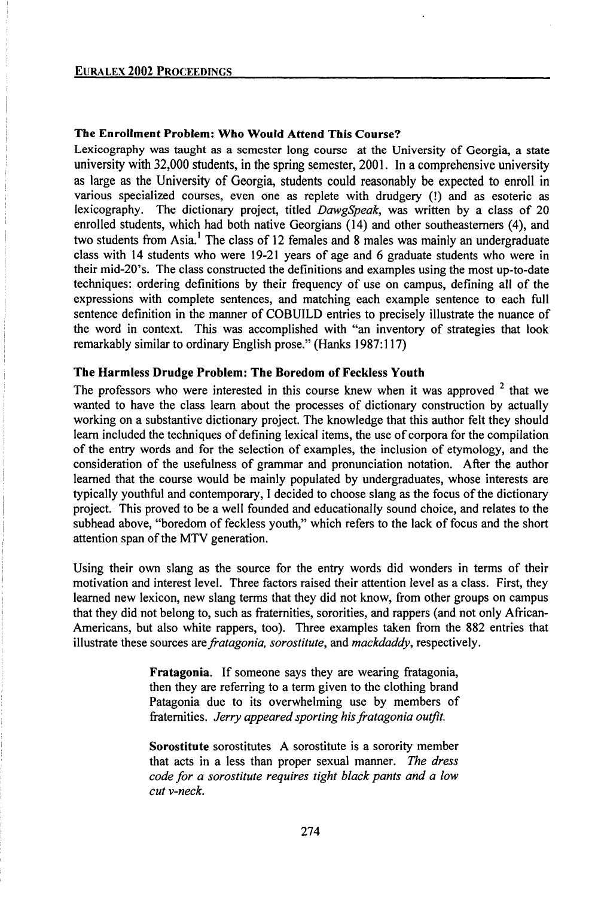### The Enrollment Problem: Who Would Attend This Course?

Lexicography was taught as a semester long course at the University of Georgia, a state university with 32,000 students, in the spring semester, 2001. In a comprehensive university as large as the University of Georgia, students could reasonably be expected to enroll in various specialized courses, even one as replete with drudgery (!) and as esoteric as lexicography. The dictionary project, titled *DawgSpeak*, was written by a class of 20 enrolled students, which had both native Georgians (14) and other southeasterners (4), and two students from Asia.[1] The class of 12 females and 8 males was mainly an undergraduate class with 14 students who were 19-21 years of age and 6 graduate students who were in their mid-20's. The class constructed the definitions and examples using the most up-to-date techniques: ordering definitions by their frequency of use on campus, defining all of the expressions with complete sentences, and matching each example sentence to each full sentence definition in the manner of COBUILD entries to precisely illustrate the nuance of the word in context. This was accomplished with "an inventory of strategies that look remarkably similar to ordinary English prose." (Hanks 1987:117)

### The Harmless Drudge Problem: The Boredom of Feckless Youth

The professors who were interested in this course knew when it was approved [2] that we wanted to have the class learn about the processes of dictionary construction by actually working on a substantive dictionary project. The knowledge that this author felt they should learn included the techniques of defining lexical items, the use of corpora for the compilation of the entry words and for the selection of examples, the inclusion of etymology, and the consideration of the usefulness of grammar and pronunciation notation. After the author learned that the course would be mainly populated by undergraduates, whose interests are typically youthful and contemporary, I decided to choose slang as the focus of the dictionary project. This proved to be a well founded and educationally sound choice, and relates to the subhead above, "boredom of feckless youth," which refers to the lack of focus and the short attention span of the MTV generation.

Using their own slang as the source for the entry words did wonders in terms of their motivation and interest level. Three factors raised their attention level as a class. First, they learned new lexicon, new slang terms that they did not know, from other groups on campus that they did not belong to, such as fraternities, sororities, and rappers (and not only African-Americans, but also white rappers, too). Three examples taken from the 882 entries that illustrate these sources are *fratagonia, sorostitute*, and *mackdaddy*, respectively.

> **Fratagonia**. If someone says they are wearing fratagonia, then they are referring to a term given to the clothing brand Patagonia due to its overwhelming use by members of fraternities. *Jerry appeared sporting his fratagonia outfit.*
>
> **Sorostitute** sorostitutes A sorostitute is a sorority member that acts in a less than proper sexual manner. *The dress code for a sorostitute requires tight black pants and a low cut v-neck.*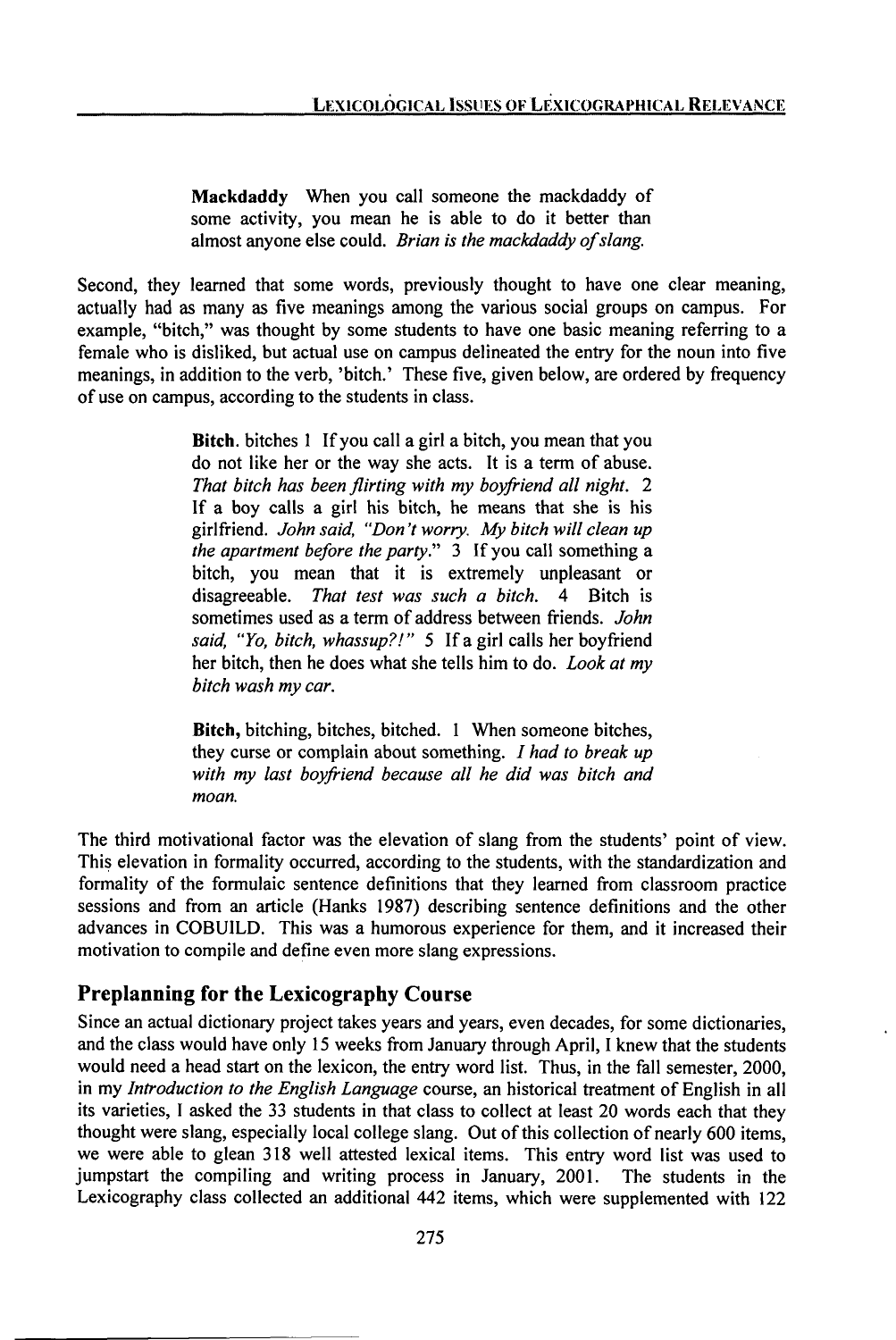> **Mackdaddy** When you call someone the mackdaddy of some activity, you mean he is able to do it better than almost anyone else could. *Brian is the mackdaddy of slang.*

Second, they learned that some words, previously thought to have one clear meaning, actually had as many as five meanings among the various social groups on campus. For example, "bitch," was thought by some students to have one basic meaning referring to a female who is disliked, but actual use on campus delineated the entry for the noun into five meanings, in addition to the verb, 'bitch.' These five, given below, are ordered by frequency of use on campus, according to the students in class.

> **Bitch.** bitches 1 If you call a girl a bitch, you mean that you do not like her or the way she acts. It is a term of abuse. *That bitch has been flirting with my boyfriend all night.* 2 If a boy calls a girl his bitch, he means that she is his girlfriend. *John said, "Don't worry. My bitch will clean up the apartment before the party."* 3 If you call something a bitch, you mean that it is extremely unpleasant or disagreeable. *That test was such a bitch.* 4 Bitch is sometimes used as a term of address between friends. *John said, "Yo, bitch, whassup?!"* 5 If a girl calls her boyfriend her bitch, then he does what she tells him to do. *Look at my bitch wash my car.*

> **Bitch,** bitching, bitches, bitched. 1 When someone bitches, they curse or complain about something. *I had to break up with my last boyfriend because all he did was bitch and moan.*

The third motivational factor was the elevation of slang from the students' point of view. This elevation in formality occurred, according to the students, with the standardization and formality of the formulaic sentence definitions that they learned from classroom practice sessions and from an article (Hanks 1987) describing sentence definitions and the other advances in COBUILD. This was a humorous experience for them, and it increased their motivation to compile and define even more slang expressions.

## Preplanning for the Lexicography Course

Since an actual dictionary project takes years and years, even decades, for some dictionaries, and the class would have only 15 weeks from January through April, I knew that the students would need a head start on the lexicon, the entry word list. Thus, in the fall semester, 2000, in my *Introduction to the English Language* course, an historical treatment of English in all its varieties, I asked the 33 students in that class to collect at least 20 words each that they thought were slang, especially local college slang. Out of this collection of nearly 600 items, we were able to glean 318 well attested lexical items. This entry word list was used to jumpstart the compiling and writing process in January, 2001. The students in the Lexicography class collected an additional 442 items, which were supplemented with 122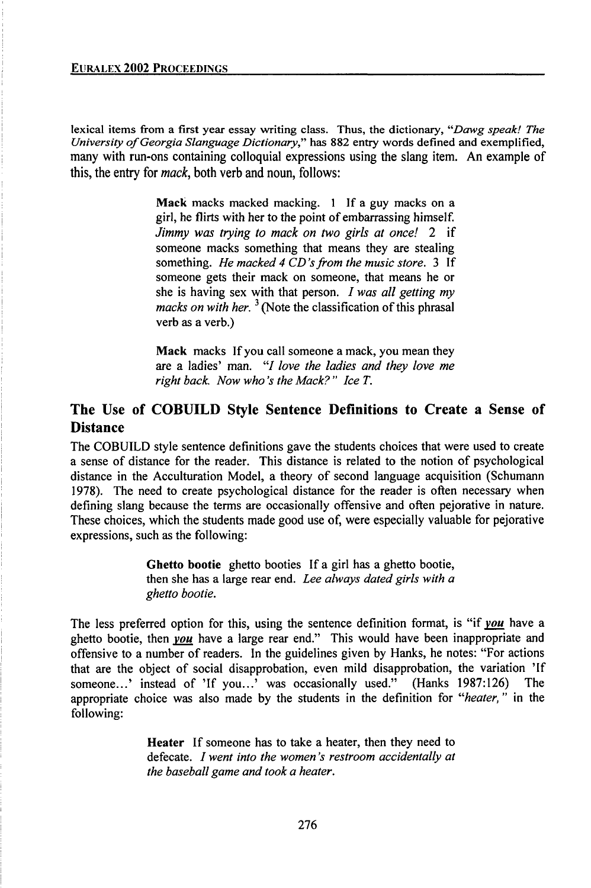lexical items from a first year essay writing class. Thus, the dictionary, "*Dawg speak! The University of Georgia Slanguage Dictionary*," has 882 entry words defined and exemplified, many with run-ons containing colloquial expressions using the slang item. An example of this, the entry for *mack*, both verb and noun, follows:

> **Mack** macks macked macking. 1 If a guy macks on a girl, he flirts with her to the point of embarrassing himself. *Jimmy was trying to mack on two girls at once!* 2 if someone macks something that means they are stealing something. *He macked 4 CD's from the music store.* 3 If someone gets their mack on someone, that means he or she is having sex with that person. *I was all getting my macks on with her.* [3] (Note the classification of this phrasal verb as a verb.)
>
> **Mack** macks If you call someone a mack, you mean they are a ladies' man. *"I love the ladies and they love me right back. Now who's the Mack?" Ice T.*

## The Use of COBUILD Style Sentence Definitions to Create a Sense of Distance

The COBUILD style sentence definitions gave the students choices that were used to create a sense of distance for the reader. This distance is related to the notion of psychological distance in the Acculturation Model, a theory of second language acquisition (Schumann 1978). The need to create psychological distance for the reader is often necessary when defining slang because the terms are occasionally offensive and often pejorative in nature. These choices, which the students made good use of, were especially valuable for pejorative expressions, such as the following:

> **Ghetto bootie** ghetto booties If a girl has a ghetto bootie, then she has a large rear end. *Lee always dated girls with a ghetto bootie.*

The less preferred option for this, using the sentence definition format, is "if ***you*** have a ghetto bootie, then ***you*** have a large rear end." This would have been inappropriate and offensive to a number of readers. In the guidelines given by Hanks, he notes: "For actions that are the object of social disapprobation, even mild disapprobation, the variation 'If someone...' instead of 'If you...' was occasionally used." (Hanks 1987:126) The appropriate choice was also made by the students in the definition for "*heater,*" in the following:

> **Heater** If someone has to take a heater, then they need to defecate. *I went into the women's restroom accidentally at the baseball game and took a heater.*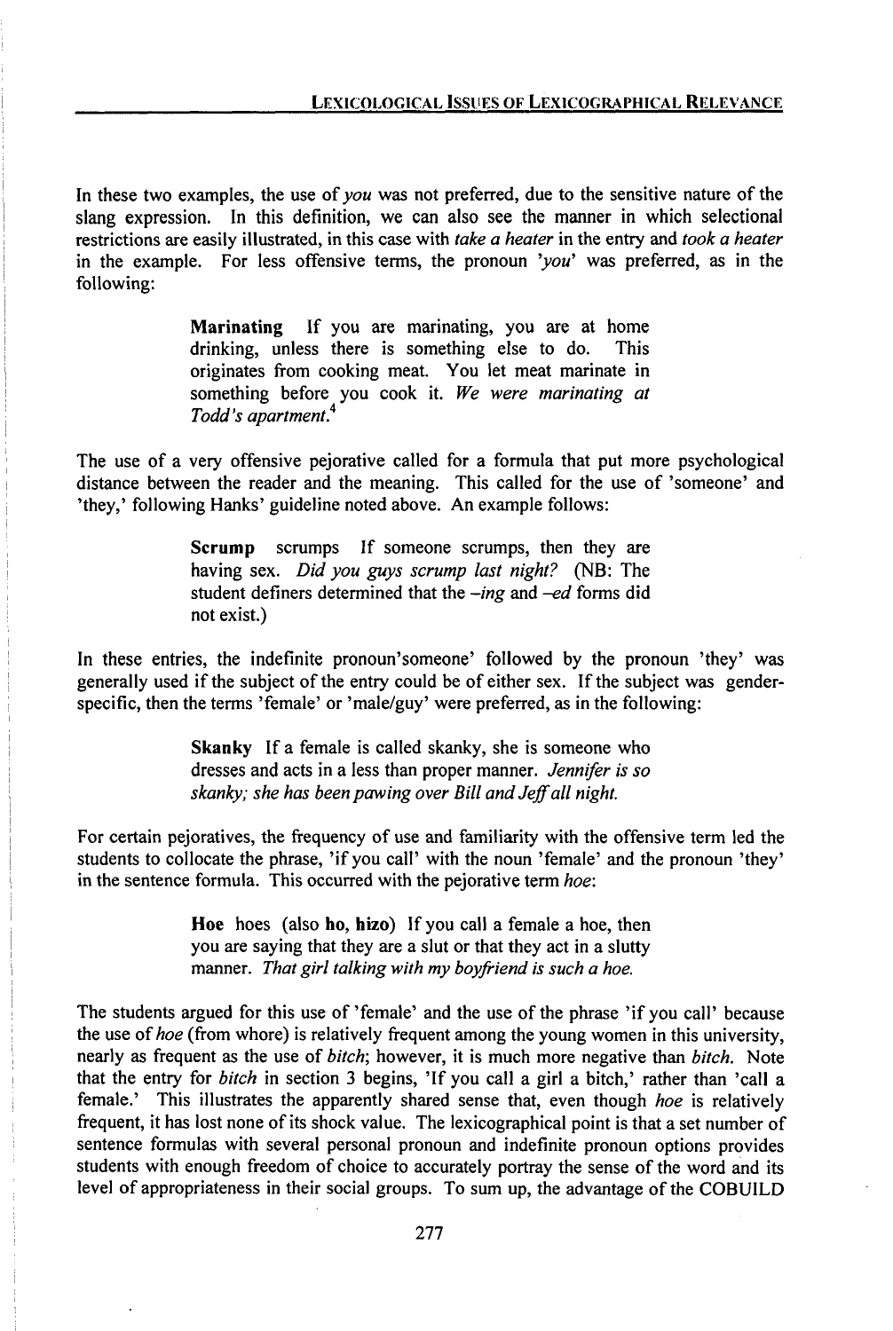In these two examples, the use of *you* was not preferred, due to the sensitive nature of the slang expression. In this definition, we can also see the manner in which selectional restrictions are easily illustrated, in this case with *take a heater* in the entry and *took a heater* in the example. For less offensive terms, the pronoun *'you'* was preferred, as in the following:

> **Marinating** If you are marinating, you are at home drinking, unless there is something else to do. This originates from cooking meat. You let meat marinate in something before you cook it. *We were marinating at Todd's apartment.*[4]

The use of a very offensive pejorative called for a formula that put more psychological distance between the reader and the meaning. This called for the use of 'someone' and 'they,' following Hanks' guideline noted above. An example follows:

> **Scrump** scrumps If someone scrumps, then they are having sex. *Did you guys scrump last night?* (NB: The student definers determined that the *–ing* and *–ed* forms did not exist.)

In these entries, the indefinite pronoun'someone' followed by the pronoun 'they' was generally used if the subject of the entry could be of either sex. If the subject was gender-specific, then the terms 'female' or 'male/guy' were preferred, as in the following:

> **Skanky** If a female is called skanky, she is someone who dresses and acts in a less than proper manner. *Jennifer is so skanky; she has been pawing over Bill and Jeff all night.*

For certain pejoratives, the frequency of use and familiarity with the offensive term led the students to collocate the phrase, 'if you call' with the noun 'female' and the pronoun 'they' in the sentence formula. This occurred with the pejorative term *hoe*:

> **Hoe** hoes (also **ho, hizo**) If you call a female a hoe, then you are saying that they are a slut or that they act in a slutty manner. *That girl talking with my boyfriend is such a hoe.*

The students argued for this use of 'female' and the use of the phrase 'if you call' because the use of *hoe* (from whore) is relatively frequent among the young women in this university, nearly as frequent as the use of *bitch*; however, it is much more negative than *bitch*. Note that the entry for *bitch* in section 3 begins, 'If you call a girl a bitch,' rather than 'call a female.' This illustrates the apparently shared sense that, even though *hoe* is relatively frequent, it has lost none of its shock value. The lexicographical point is that a set number of sentence formulas with several personal pronoun and indefinite pronoun options provides students with enough freedom of choice to accurately portray the sense of the word and its level of appropriateness in their social groups. To sum up, the advantage of the COBUILD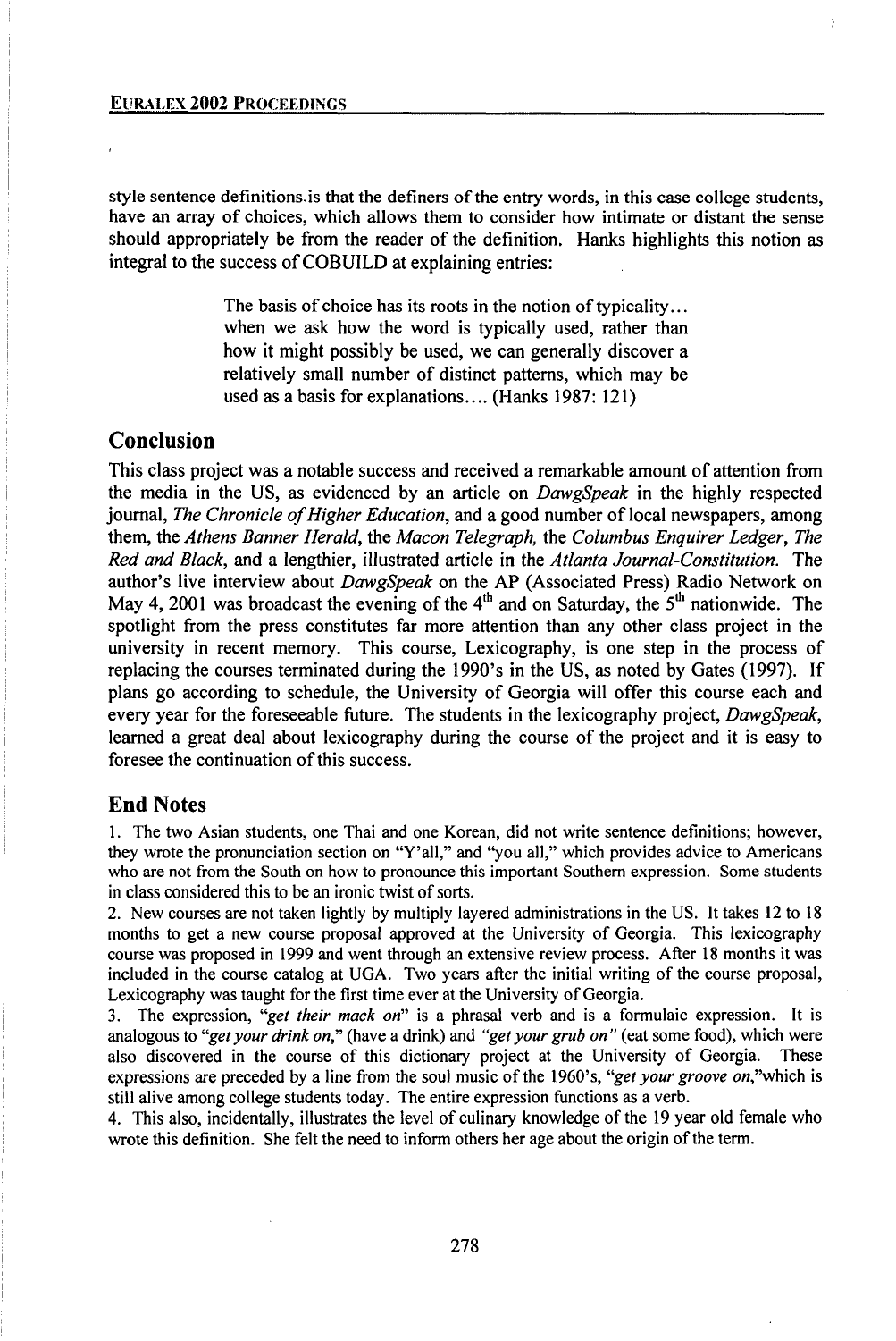style sentence definitions is that the definers of the entry words, in this case college students, have an array of choices, which allows them to consider how intimate or distant the sense should appropriately be from the reader of the definition. Hanks highlights this notion as integral to the success of COBUILD at explaining entries:

> The basis of choice has its roots in the notion of typicality... when we ask how the word is typically used, rather than how it might possibly be used, we can generally discover a relatively small number of distinct patterns, which may be used as a basis for explanations.... (Hanks 1987: 121)

## Conclusion

This class project was a notable success and received a remarkable amount of attention from the media in the US, as evidenced by an article on *DawgSpeak* in the highly respected journal, *The Chronicle of Higher Education*, and a good number of local newspapers, among them, the *Athens Banner Herald*, the *Macon Telegraph*, the *Columbus Enquirer Ledger*, *The Red and Black*, and a lengthier, illustrated article in the *Atlanta Journal-Constitution*. The author's live interview about *DawgSpeak* on the AP (Associated Press) Radio Network on May 4, 2001 was broadcast the evening of the 4th and on Saturday, the 5th nationwide. The spotlight from the press constitutes far more attention than any other class project in the university in recent memory. This course, Lexicography, is one step in the process of replacing the courses terminated during the 1990's in the US, as noted by Gates (1997). If plans go according to schedule, the University of Georgia will offer this course each and every year for the foreseeable future. The students in the lexicography project, *DawgSpeak*, learned a great deal about lexicography during the course of the project and it is easy to foresee the continuation of this success.

## End Notes

1. The two Asian students, one Thai and one Korean, did not write sentence definitions; however, they wrote the pronunciation section on "Y'all," and "you all," which provides advice to Americans who are not from the South on how to pronounce this important Southern expression. Some students in class considered this to be an ironic twist of sorts.

2. New courses are not taken lightly by multiply layered administrations in the US. It takes 12 to 18 months to get a new course proposal approved at the University of Georgia. This lexicography course was proposed in 1999 and went through an extensive review process. After 18 months it was included in the course catalog at UGA. Two years after the initial writing of the course proposal, Lexicography was taught for the first time ever at the University of Georgia.

3. The expression, "*get their mack on*" is a phrasal verb and is a formulaic expression. It is analogous to "*get your drink on*," (have a drink) and "*get your grub on*" (eat some food), which were also discovered in the course of this dictionary project at the University of Georgia. These expressions are preceded by a line from the soul music of the 1960's, "*get your groove on*,"which is still alive among college students today. The entire expression functions as a verb.

4. This also, incidentally, illustrates the level of culinary knowledge of the 19 year old female who wrote this definition. She felt the need to inform others her age about the origin of the term.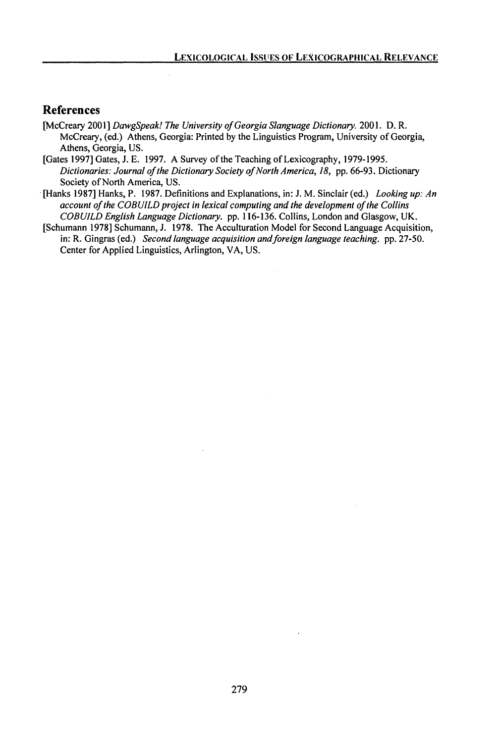## References

[McCreary 2001] *DawgSpeak! The University of Georgia Slanguage Dictionary.* 2001. D. R. McCreary, (ed.) Athens, Georgia: Printed by the Linguistics Program, University of Georgia, Athens, Georgia, US.

[Gates 1997] Gates, J. E. 1997. A Survey of the Teaching of Lexicography, 1979-1995. *Dictionaries: Journal of the Dictionary Society of North America, 18,* pp. 66-93. Dictionary Society of North America, US.

[Hanks 1987] Hanks, P. 1987. Definitions and Explanations, in: J. M. Sinclair (ed.) *Looking up: An account of the COBUILD project in lexical computing and the development of the Collins COBUILD English Language Dictionary.* pp. 116-136. Collins, London and Glasgow, UK.

[Schumann 1978] Schumann, J. 1978. The Acculturation Model for Second Language Acquisition, in: R. Gingras (ed.) *Second language acquisition and foreign language teaching.* pp. 27-50. Center for Applied Linguistics, Arlington, VA, US.